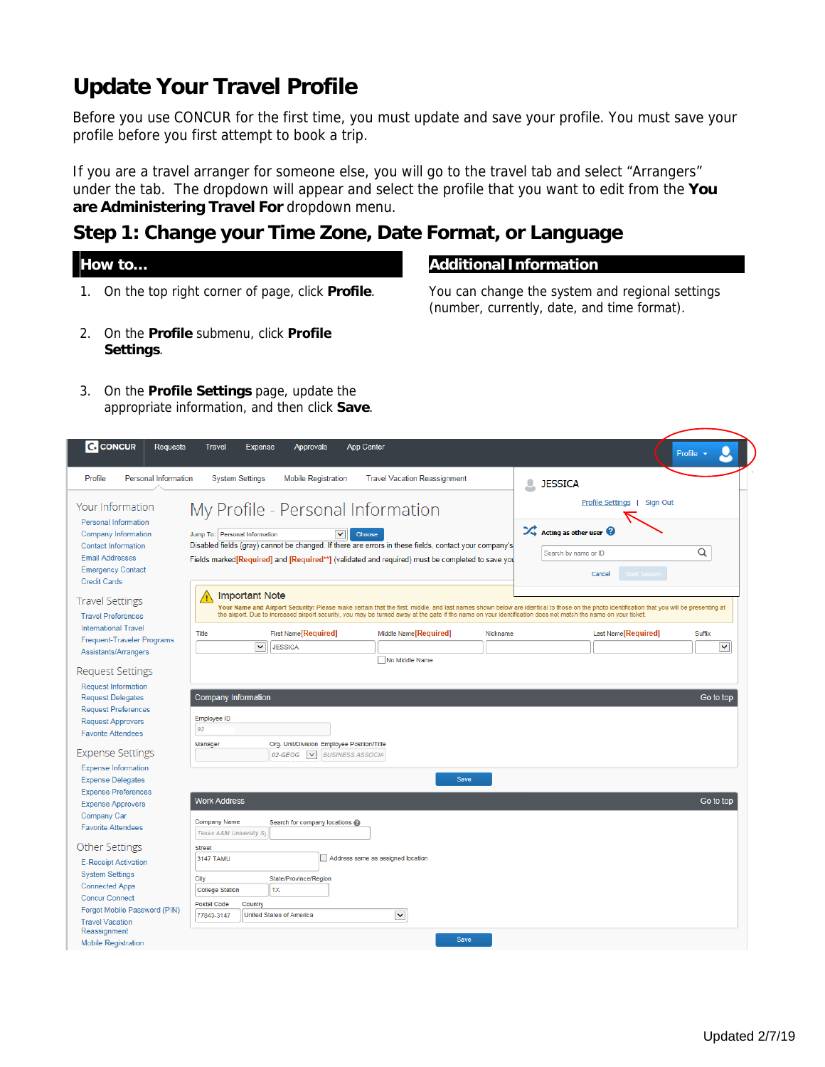# Update Your Travel Profile

Before you use CONCUR for the first time, you must update and save your profile. You must save your profile before you first attempt to book a trip.

If you are a travel arranger for someone else, you will go to the travel tab and select "Arrangers" under the tab. The dropdown will appear and select the profile that you want to edit from the **You are Administering Travel For** dropdown menu.

## Step 1: Change your Time Zone, Date Format, or Language

### How to...

1. On the top right corner of page, click **Profile**.
2. On the **Profile** submenu, click **Profile Settings**.
3. On the **Profile Settings** page, update the appropriate information, and then click **Save**.

### Additional Information

You can change the system and regional settings (number, currently, date, and time format).

Updated 2/7/19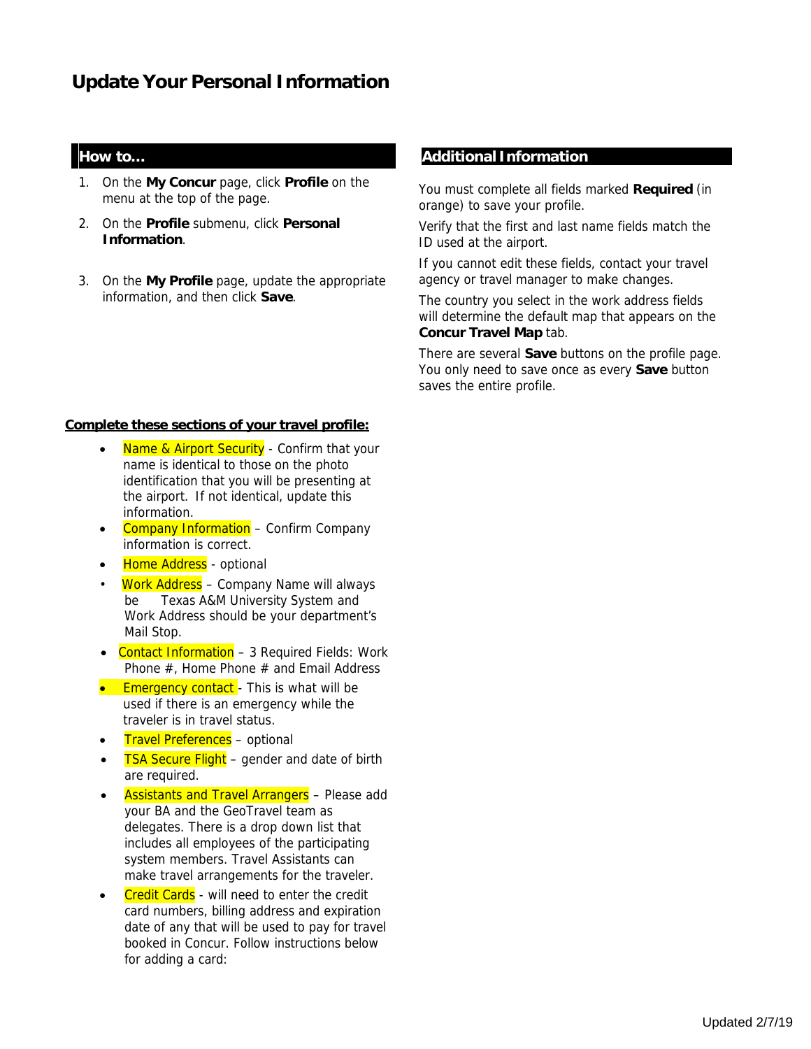# Update Your Personal Information

## How to…

1. On the **My Concur** page, click **Profile** on the menu at the top of the page.
2. On the **Profile** submenu, click **Personal Information**.
3. On the **My Profile** page, update the appropriate information, and then click **Save**.

## Additional Information

You must complete all fields marked **Required** (in orange) to save your profile.

Verify that the first and last name fields match the ID used at the airport.

If you cannot edit these fields, contact your travel agency or travel manager to make changes.

The country you select in the work address fields will determine the default map that appears on the **Concur Travel Map** tab.

There are several **Save** buttons on the profile page. You only need to save once as every **Save** button saves the entire profile.

**Complete these sections of your travel profile:**

- Name & Airport Security - Confirm that your name is identical to those on the photo identification that you will be presenting at the airport. If not identical, update this information.
- Company Information – Confirm Company information is correct.
- Home Address - optional
- Work Address – Company Name will always be Texas A&M University System and Work Address should be your department's Mail Stop.
- Contact Information – 3 Required Fields: Work Phone #, Home Phone # and Email Address
- Emergency contact - This is what will be used if there is an emergency while the traveler is in travel status.
- Travel Preferences – optional
- TSA Secure Flight – gender and date of birth are required.
- Assistants and Travel Arrangers – Please add your BA and the GeoTravel team as delegates. There is a drop down list that includes all employees of the participating system members. Travel Assistants can make travel arrangements for the traveler.
- Credit Cards - will need to enter the credit card numbers, billing address and expiration date of any that will be used to pay for travel booked in Concur. Follow instructions below for adding a card:

Updated 2/7/19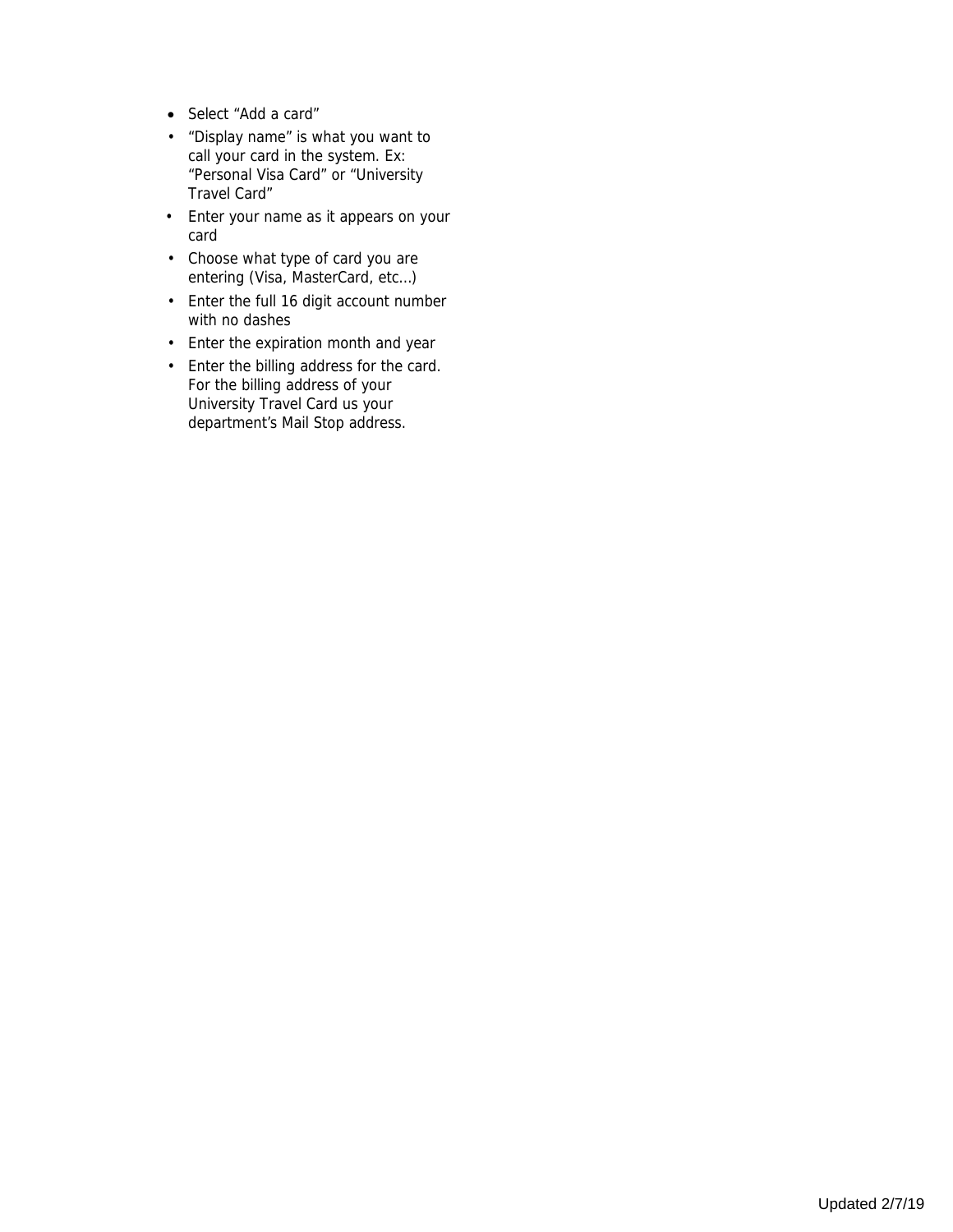- Select "Add a card"
- "Display name" is what you want to call your card in the system. Ex: "Personal Visa Card" or "University Travel Card"
- Enter your name as it appears on your card
- Choose what type of card you are entering (Visa, MasterCard, etc…)
- Enter the full 16 digit account number with no dashes
- Enter the expiration month and year
- Enter the billing address for the card. For the billing address of your University Travel Card us your department's Mail Stop address.